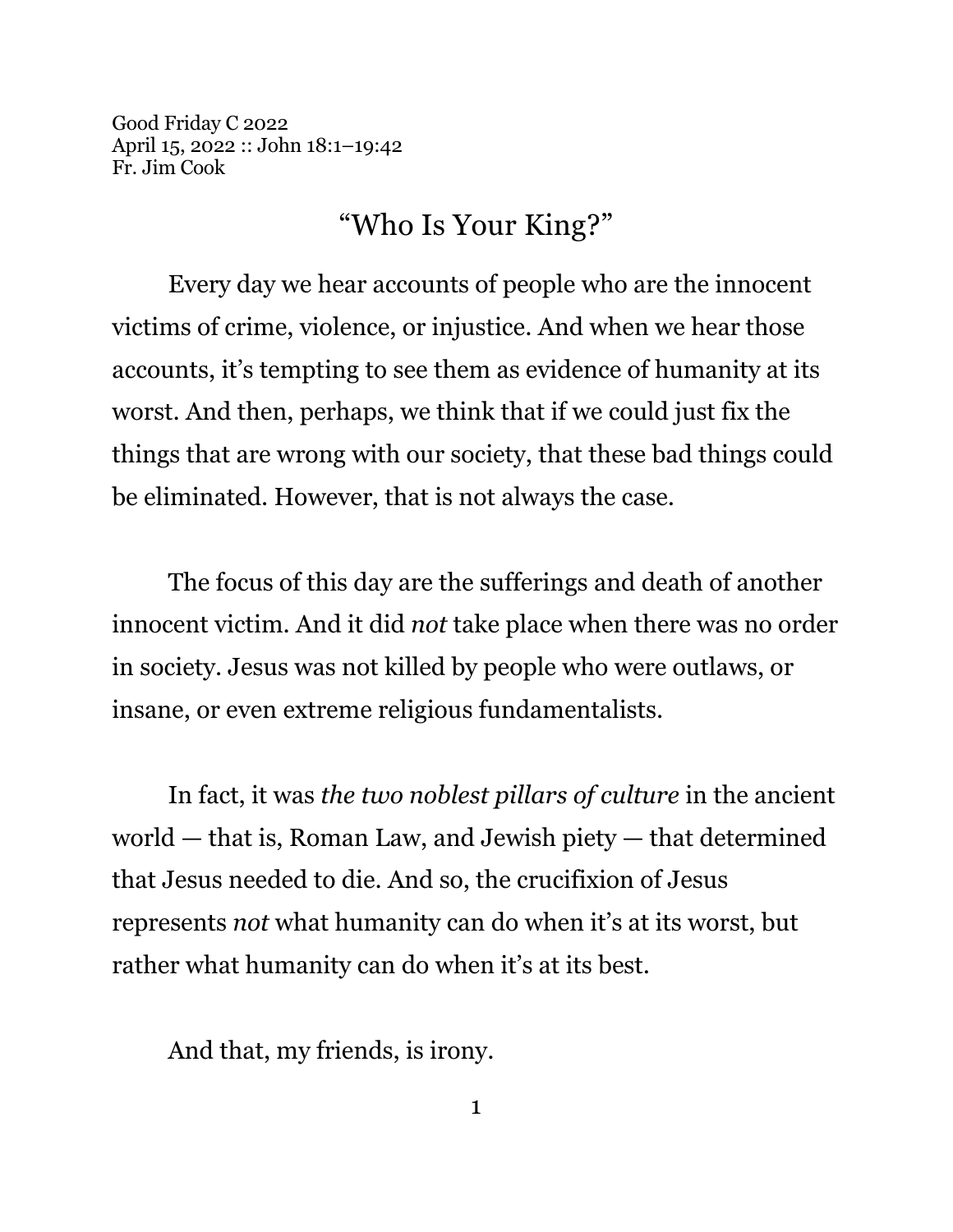Good Friday C 2022
April 15, 2022 :: John 18:1–19:42
Fr. Jim Cook

# "Who Is Your King?"

Every day we hear accounts of people who are the innocent victims of crime, violence, or injustice. And when we hear those accounts, it's tempting to see them as evidence of humanity at its worst. And then, perhaps, we think that if we could just fix the things that are wrong with our society, that these bad things could be eliminated. However, that is not always the case.

The focus of this day are the sufferings and death of another innocent victim. And it did *not* take place when there was no order in society. Jesus was not killed by people who were outlaws, or insane, or even extreme religious fundamentalists.

In fact, it was *the two noblest pillars of culture* in the ancient world — that is, Roman Law, and Jewish piety — that determined that Jesus needed to die. And so, the crucifixion of Jesus represents *not* what humanity can do when it's at its worst, but rather what humanity can do when it's at its best.

And that, my friends, is irony.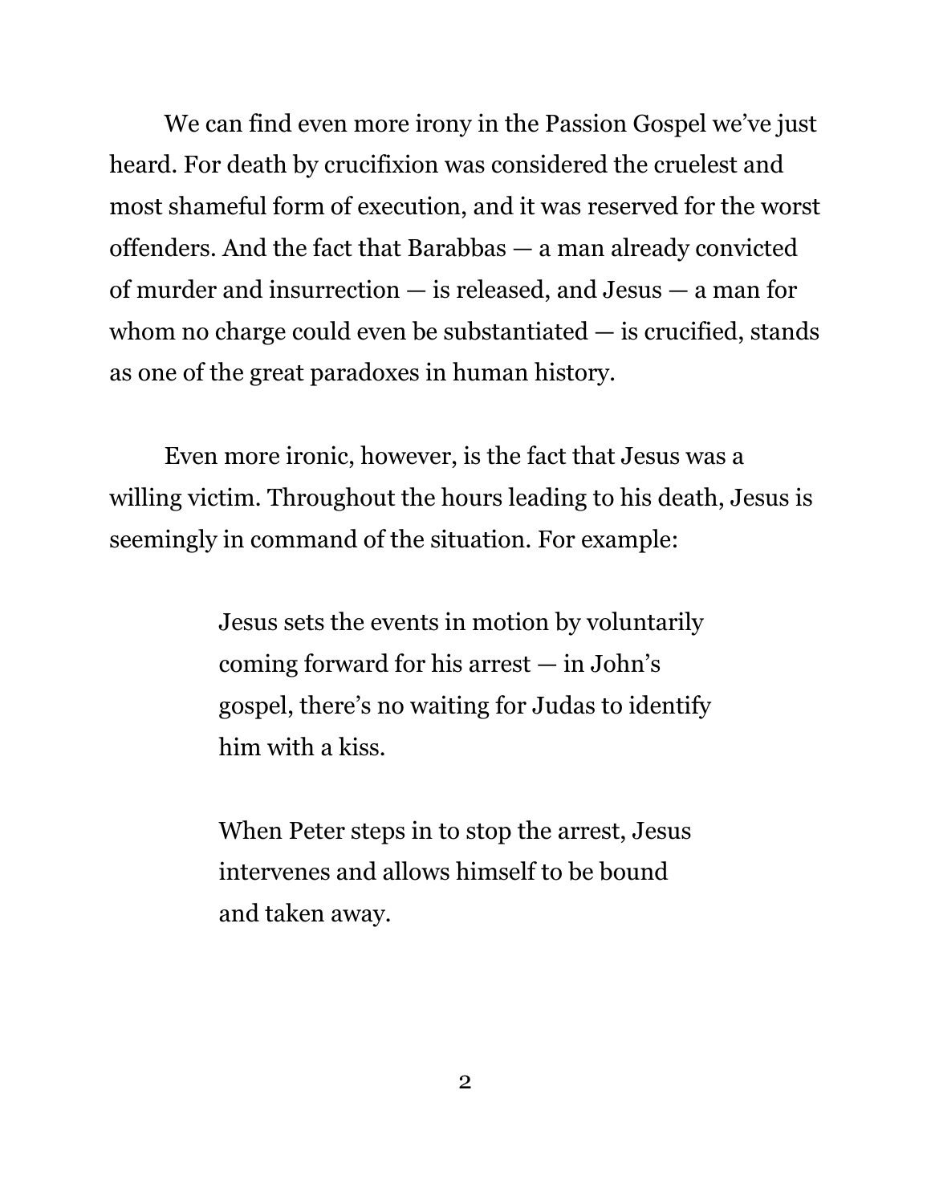We can find even more irony in the Passion Gospel we've just heard. For death by crucifixion was considered the cruelest and most shameful form of execution, and it was reserved for the worst offenders. And the fact that Barabbas — a man already convicted of murder and insurrection — is released, and Jesus — a man for whom no charge could even be substantiated — is crucified, stands as one of the great paradoxes in human history.

Even more ironic, however, is the fact that Jesus was a willing victim. Throughout the hours leading to his death, Jesus is seemingly in command of the situation. For example:

> Jesus sets the events in motion by voluntarily coming forward for his arrest — in John's gospel, there's no waiting for Judas to identify him with a kiss.
>
> When Peter steps in to stop the arrest, Jesus intervenes and allows himself to be bound and taken away.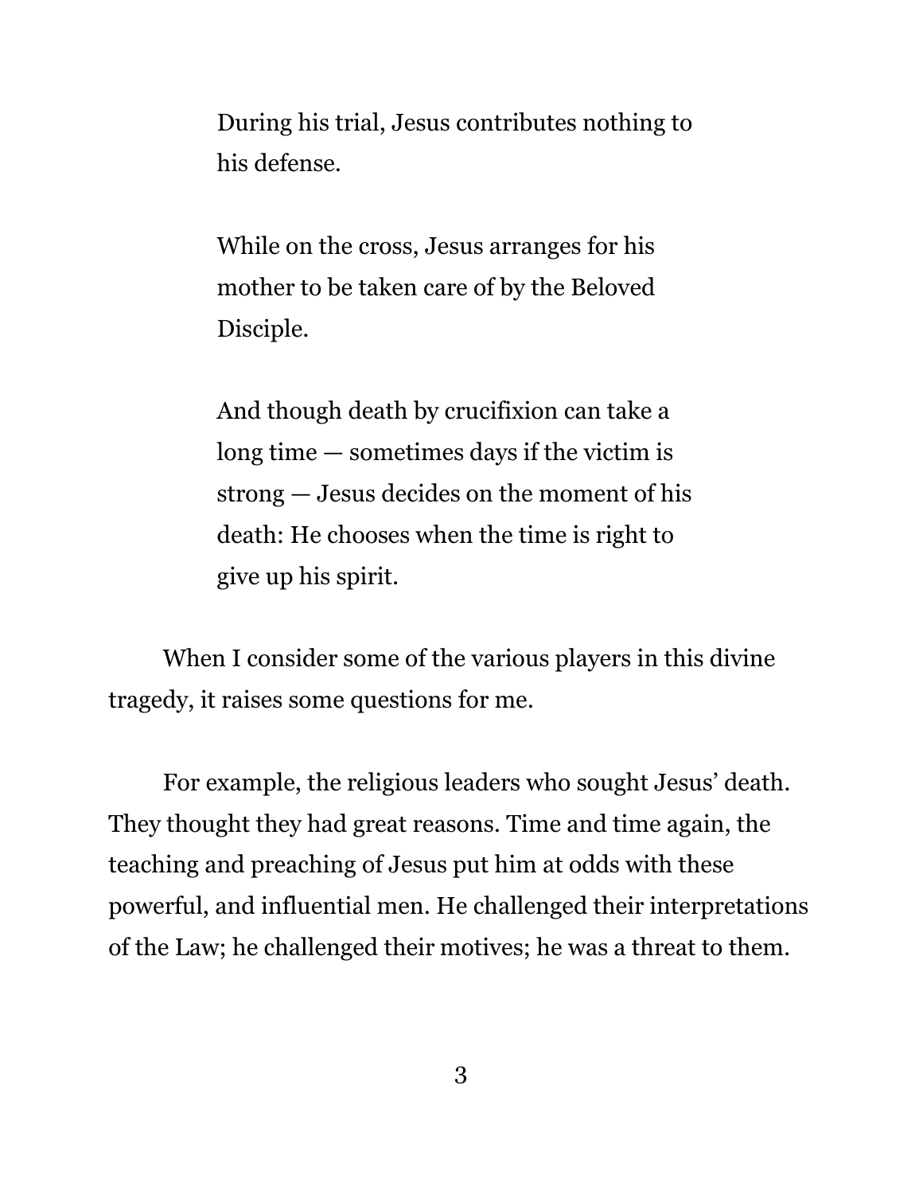> During his trial, Jesus contributes nothing to his defense.
>
> While on the cross, Jesus arranges for his mother to be taken care of by the Beloved Disciple.
>
> And though death by crucifixion can take a long time — sometimes days if the victim is strong — Jesus decides on the moment of his death: He chooses when the time is right to give up his spirit.

When I consider some of the various players in this divine tragedy, it raises some questions for me.

For example, the religious leaders who sought Jesus' death. They thought they had great reasons. Time and time again, the teaching and preaching of Jesus put him at odds with these powerful, and influential men. He challenged their interpretations of the Law; he challenged their motives; he was a threat to them.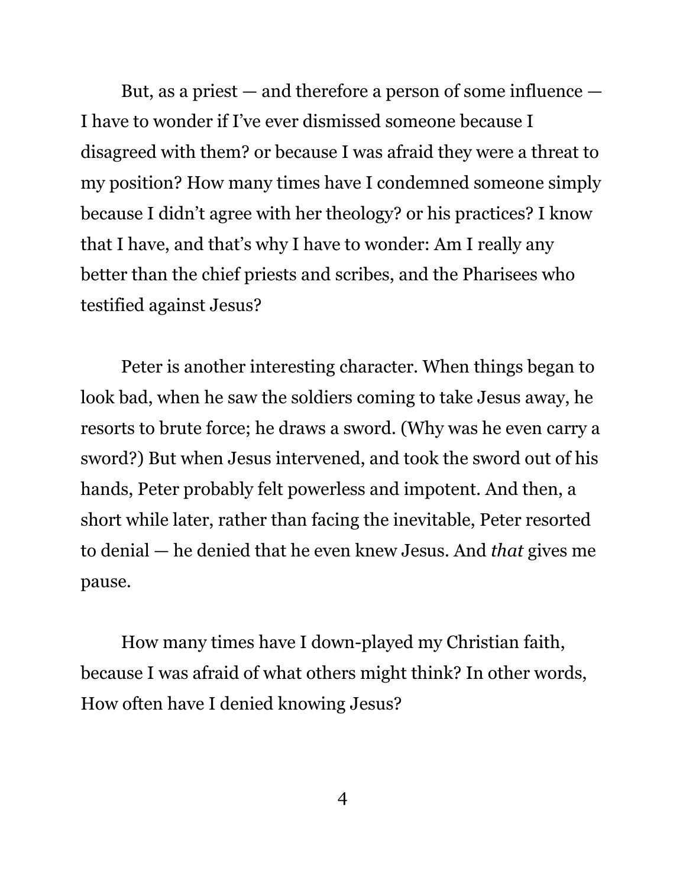But, as a priest — and therefore a person of some influence — I have to wonder if I've ever dismissed someone because I disagreed with them? or because I was afraid they were a threat to my position? How many times have I condemned someone simply because I didn't agree with her theology? or his practices? I know that I have, and that's why I have to wonder: Am I really any better than the chief priests and scribes, and the Pharisees who testified against Jesus?

Peter is another interesting character. When things began to look bad, when he saw the soldiers coming to take Jesus away, he resorts to brute force; he draws a sword. (Why was he even carry a sword?) But when Jesus intervened, and took the sword out of his hands, Peter probably felt powerless and impotent. And then, a short while later, rather than facing the inevitable, Peter resorted to denial — he denied that he even knew Jesus. And *that* gives me pause.

How many times have I down-played my Christian faith, because I was afraid of what others might think? In other words, How often have I denied knowing Jesus?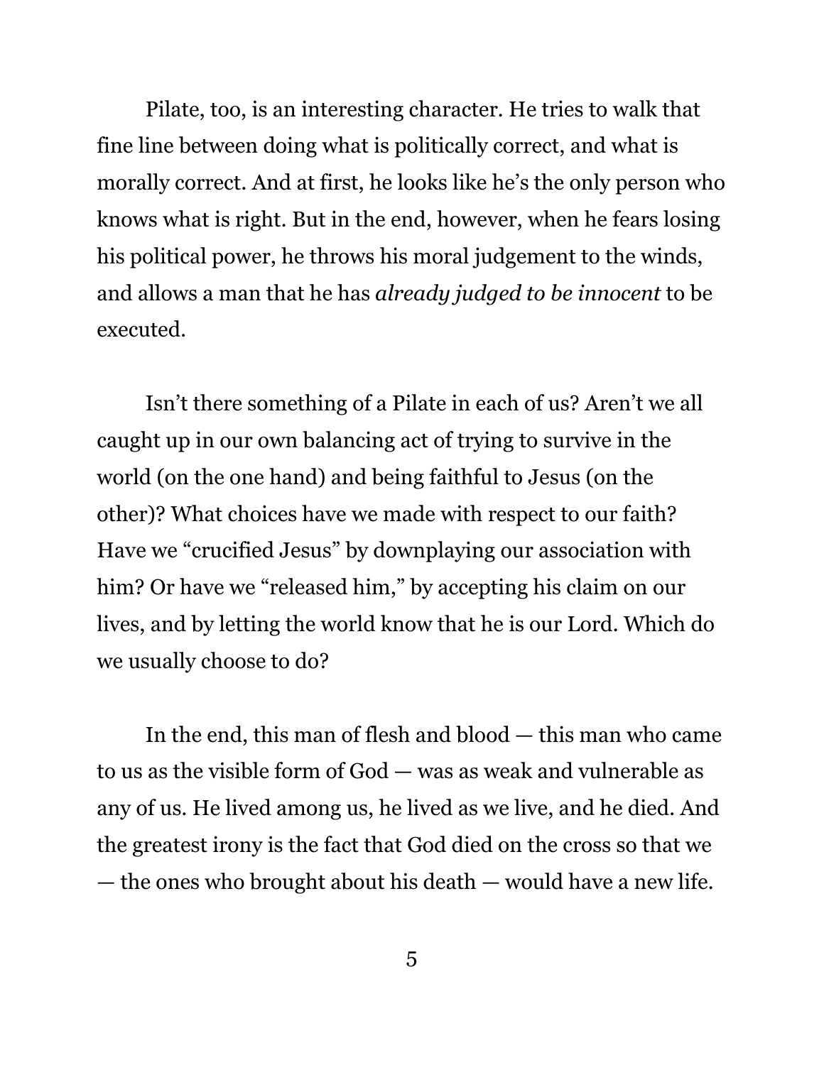Pilate, too, is an interesting character. He tries to walk that fine line between doing what is politically correct, and what is morally correct. And at first, he looks like he's the only person who knows what is right. But in the end, however, when he fears losing his political power, he throws his moral judgement to the winds, and allows a man that he has *already judged to be innocent* to be executed.

Isn't there something of a Pilate in each of us? Aren't we all caught up in our own balancing act of trying to survive in the world (on the one hand) and being faithful to Jesus (on the other)? What choices have we made with respect to our faith? Have we "crucified Jesus" by downplaying our association with him? Or have we "released him," by accepting his claim on our lives, and by letting the world know that he is our Lord. Which do we usually choose to do?

In the end, this man of flesh and blood — this man who came to us as the visible form of God — was as weak and vulnerable as any of us. He lived among us, he lived as we live, and he died. And the greatest irony is the fact that God died on the cross so that we — the ones who brought about his death — would have a new life.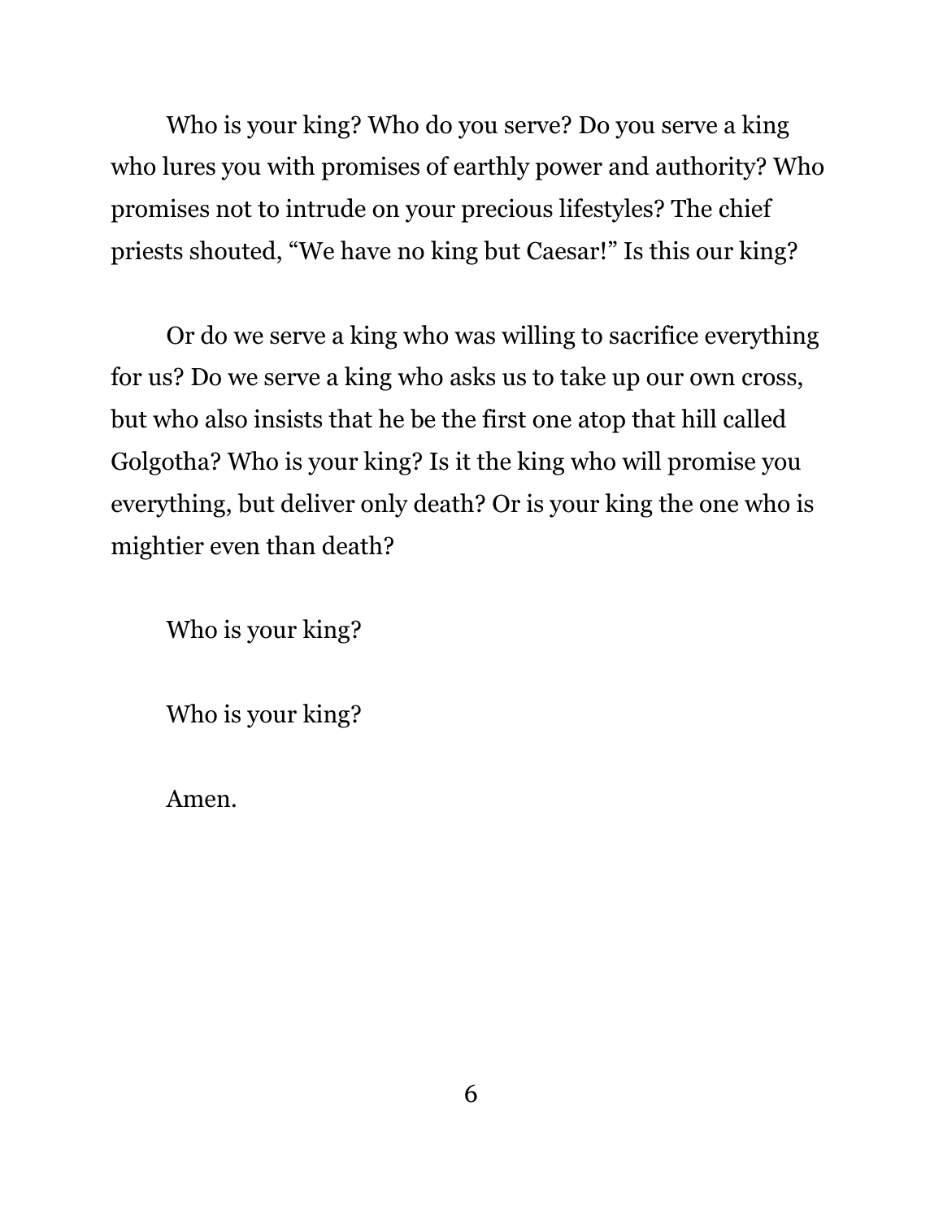Who is your king? Who do you serve? Do you serve a king who lures you with promises of earthly power and authority? Who promises not to intrude on your precious lifestyles? The chief priests shouted, “We have no king but Caesar!” Is this our king?

Or do we serve a king who was willing to sacrifice everything for us? Do we serve a king who asks us to take up our own cross, but who also insists that he be the first one atop that hill called Golgotha? Who is your king? Is it the king who will promise you everything, but deliver only death? Or is your king the one who is mightier even than death?

Who is your king?

Who is your king?

Amen.